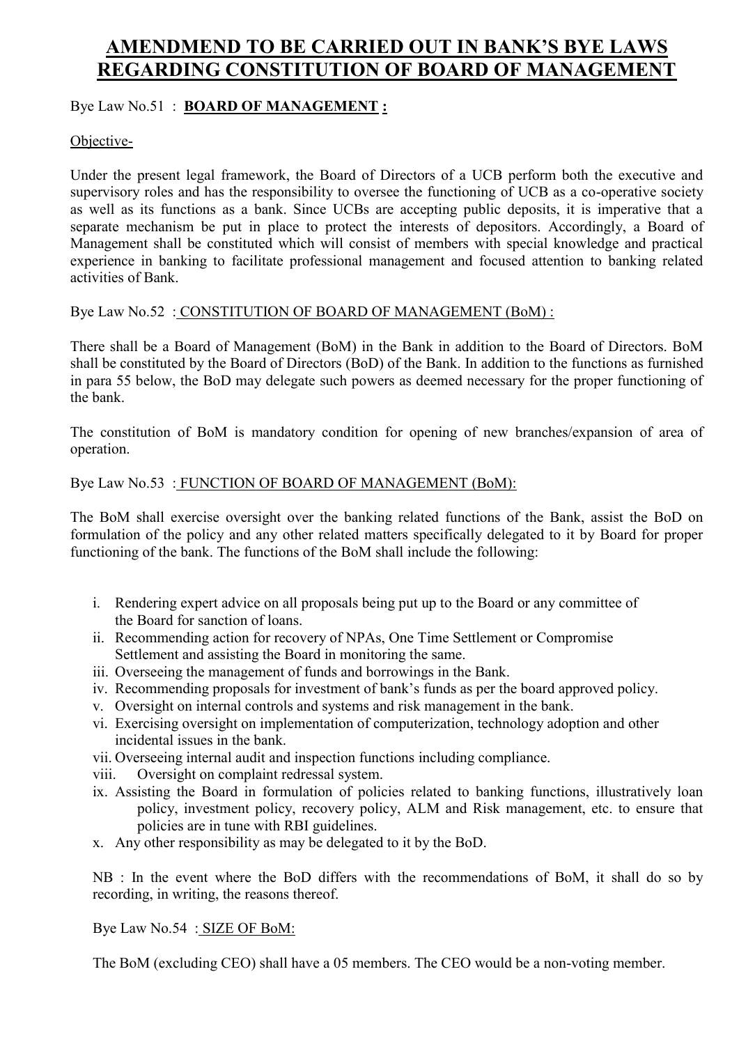# AMENDMEND TO BE CARRIED OUT IN BANK'S BYE LAWS REGARDING CONSTITUTION OF BOARD OF MANAGEMENT

Bye Law No.51 : **BOARD OF MANAGEMENT :**

Objective-

Under the present legal framework, the Board of Directors of a UCB perform both the executive and supervisory roles and has the responsibility to oversee the functioning of UCB as a co-operative society as well as its functions as a bank. Since UCBs are accepting public deposits, it is imperative that a separate mechanism be put in place to protect the interests of depositors. Accordingly, a Board of Management shall be constituted which will consist of members with special knowledge and practical experience in banking to facilitate professional management and focused attention to banking related activities of Bank.

Bye Law No.52 : CONSTITUTION OF BOARD OF MANAGEMENT (BoM) :

There shall be a Board of Management (BoM) in the Bank in addition to the Board of Directors. BoM shall be constituted by the Board of Directors (BoD) of the Bank. In addition to the functions as furnished in para 55 below, the BoD may delegate such powers as deemed necessary for the proper functioning of the bank.

The constitution of BoM is mandatory condition for opening of new branches/expansion of area of operation.

Bye Law No.53 : FUNCTION OF BOARD OF MANAGEMENT (BoM):

The BoM shall exercise oversight over the banking related functions of the Bank, assist the BoD on formulation of the policy and any other related matters specifically delegated to it by Board for proper functioning of the bank. The functions of the BoM shall include the following:

i. Rendering expert advice on all proposals being put up to the Board or any committee of the Board for sanction of loans.
ii. Recommending action for recovery of NPAs, One Time Settlement or Compromise Settlement and assisting the Board in monitoring the same.
iii. Overseeing the management of funds and borrowings in the Bank.
iv. Recommending proposals for investment of bank's funds as per the board approved policy.
v. Oversight on internal controls and systems and risk management in the bank.
vi. Exercising oversight on implementation of computerization, technology adoption and other incidental issues in the bank.
vii. Overseeing internal audit and inspection functions including compliance.
viii. Oversight on complaint redressal system.
ix. Assisting the Board in formulation of policies related to banking functions, illustratively loan policy, investment policy, recovery policy, ALM and Risk management, etc. to ensure that policies are in tune with RBI guidelines.
x. Any other responsibility as may be delegated to it by the BoD.

NB : In the event where the BoD differs with the recommendations of BoM, it shall do so by recording, in writing, the reasons thereof.

Bye Law No.54 : SIZE OF BoM:

The BoM (excluding CEO) shall have a 05 members. The CEO would be a non-voting member.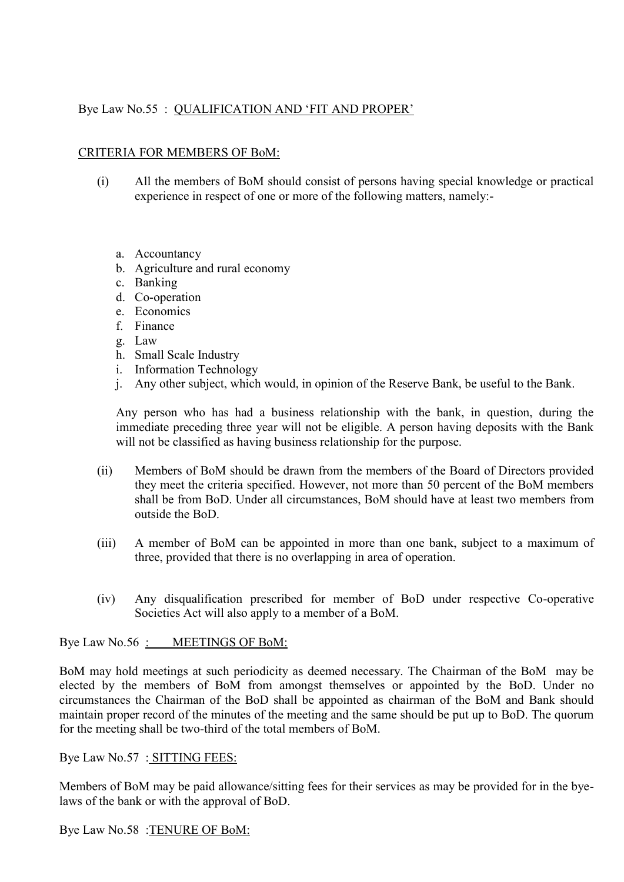Bye Law No.55 : <u>QUALIFICATION AND 'FIT AND PROPER'</u>

<u>CRITERIA FOR MEMBERS OF BoM:</u>

(i) All the members of BoM should consist of persons having special knowledge or practical experience in respect of one or more of the following matters, namely:-

a. Accountancy
b. Agriculture and rural economy
c. Banking
d. Co-operation
e. Economics
f. Finance
g. Law
h. Small Scale Industry
i. Information Technology
j. Any other subject, which would, in opinion of the Reserve Bank, be useful to the Bank.

Any person who has had a business relationship with the bank, in question, during the immediate preceding three year will not be eligible. A person having deposits with the Bank will not be classified as having business relationship for the purpose.

(ii) Members of BoM should be drawn from the members of the Board of Directors provided they meet the criteria specified. However, not more than 50 percent of the BoM members shall be from BoD. Under all circumstances, BoM should have at least two members from outside the BoD.

(iii) A member of BoM can be appointed in more than one bank, subject to a maximum of three, provided that there is no overlapping in area of operation.

(iv) Any disqualification prescribed for member of BoD under respective Co-operative Societies Act will also apply to a member of a BoM.

Bye Law No.56 : <u>MEETINGS OF BoM:</u>

BoM may hold meetings at such periodicity as deemed necessary. The Chairman of the BoM may be elected by the members of BoM from amongst themselves or appointed by the BoD. Under no circumstances the Chairman of the BoD shall be appointed as chairman of the BoM and Bank should maintain proper record of the minutes of the meeting and the same should be put up to BoD. The quorum for the meeting shall be two-third of the total members of BoM.

Bye Law No.57 : <u>SITTING FEES:</u>

Members of BoM may be paid allowance/sitting fees for their services as may be provided for in the bye-laws of the bank or with the approval of BoD.

Bye Law No.58 : <u>TENURE OF BoM:</u>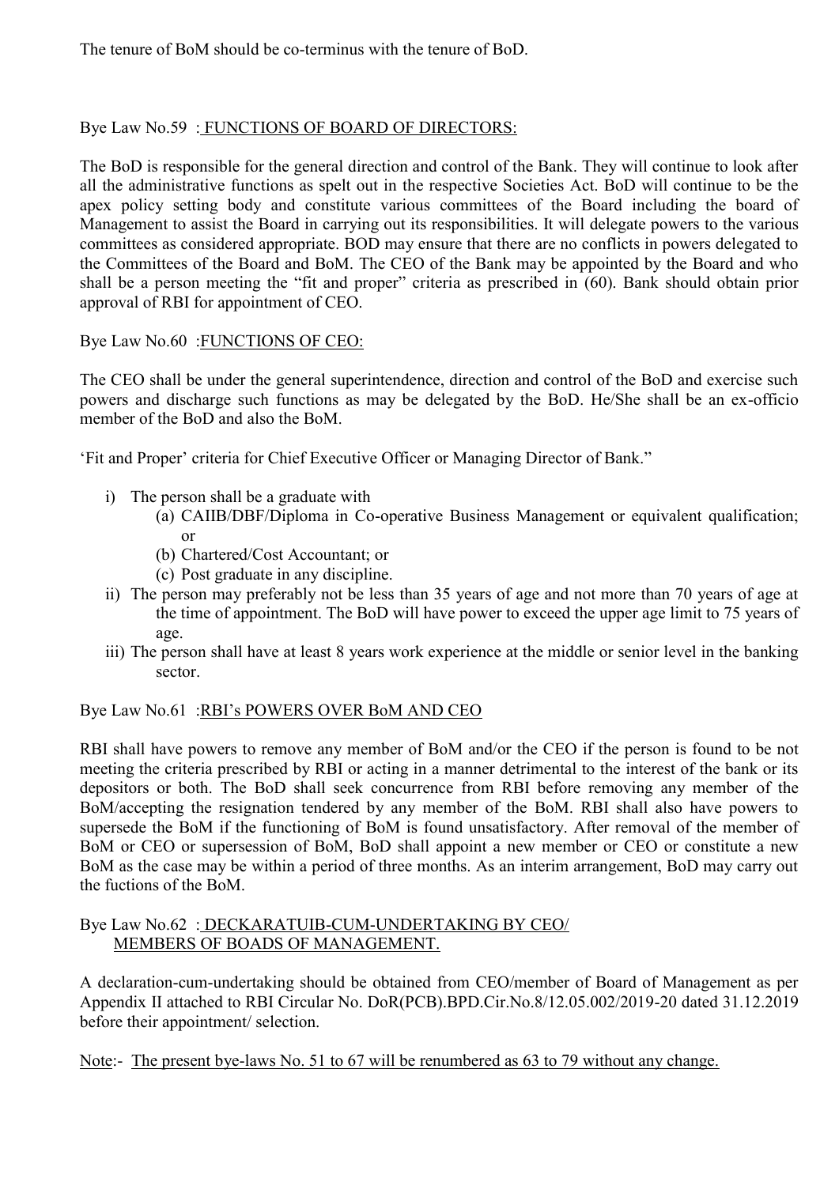The tenure of BoM should be co-terminus with the tenure of BoD.

Bye Law No.59 : FUNCTIONS OF BOARD OF DIRECTORS:

The BoD is responsible for the general direction and control of the Bank. They will continue to look after all the administrative functions as spelt out in the respective Societies Act. BoD will continue to be the apex policy setting body and constitute various committees of the Board including the board of Management to assist the Board in carrying out its responsibilities. It will delegate powers to the various committees as considered appropriate. BOD may ensure that there are no conflicts in powers delegated to the Committees of the Board and BoM. The CEO of the Bank may be appointed by the Board and who shall be a person meeting the "fit and proper" criteria as prescribed in (60). Bank should obtain prior approval of RBI for appointment of CEO.

Bye Law No.60 :FUNCTIONS OF CEO:

The CEO shall be under the general superintendence, direction and control of the BoD and exercise such powers and discharge such functions as may be delegated by the BoD. He/She shall be an ex-officio member of the BoD and also the BoM.

'Fit and Proper' criteria for Chief Executive Officer or Managing Director of Bank."

i) The person shall be a graduate with
   (a) CAIIB/DBF/Diploma in Co-operative Business Management or equivalent qualification; or
   (b) Chartered/Cost Accountant; or
   (c) Post graduate in any discipline.
ii) The person may preferably not be less than 35 years of age and not more than 70 years of age at the time of appointment. The BoD will have power to exceed the upper age limit to 75 years of age.
iii) The person shall have at least 8 years work experience at the middle or senior level in the banking sector.

Bye Law No.61 :RBI's POWERS OVER BoM AND CEO

RBI shall have powers to remove any member of BoM and/or the CEO if the person is found to be not meeting the criteria prescribed by RBI or acting in a manner detrimental to the interest of the bank or its depositors or both. The BoD shall seek concurrence from RBI before removing any member of the BoM/accepting the resignation tendered by any member of the BoM. RBI shall also have powers to supersede the BoM if the functioning of BoM is found unsatisfactory. After removal of the member of BoM or CEO or supersession of BoM, BoD shall appoint a new member or CEO or constitute a new BoM as the case may be within a period of three months. As an interim arrangement, BoD may carry out the fuctions of the BoM.

Bye Law No.62 : DECKARATUIB-CUM-UNDERTAKING BY CEO/ MEMBERS OF BOADS OF MANAGEMENT.

A declaration-cum-undertaking should be obtained from CEO/member of Board of Management as per Appendix II attached to RBI Circular No. DoR(PCB).BPD.Cir.No.8/12.05.002/2019-20 dated 31.12.2019 before their appointment/ selection.

Note:- The present bye-laws No. 51 to 67 will be renumbered as 63 to 79 without any change.